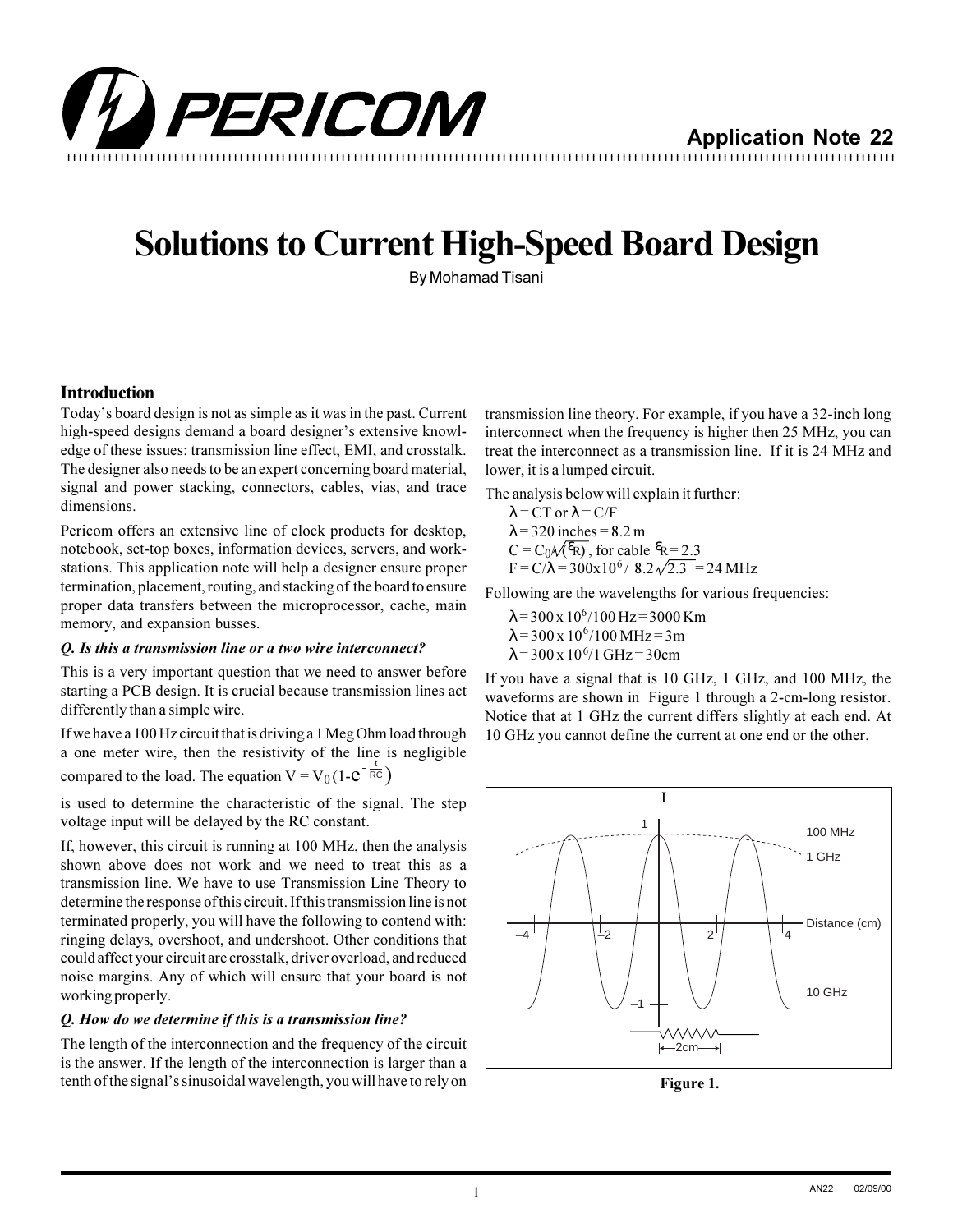# Solutions to Current High-Speed Board Design

By Mohamad Tisani

## Introduction

Today's board design is not as simple as it was in the past. Current high-speed designs demand a board designer's extensive knowledge of these issues: transmission line effect, EMI, and crosstalk. The designer also needs to be an expert concerning board material, signal and power stacking, connectors, cables, vias, and trace dimensions.

Pericom offers an extensive line of clock products for desktop, notebook, set-top boxes, information devices, servers, and workstations. This application note will help a designer ensure proper termination, placement, routing, and stacking of the board to ensure proper data transfers between the microprocessor, cache, main memory, and expansion busses.

***Q. Is this a transmission line or a two wire interconnect?***

This is a very important question that we need to answer before starting a PCB design. It is crucial because transmission lines act differently than a simple wire.

If we have a 100 Hz circuit that is driving a 1 Meg Ohm load through a one meter wire, then the resistivity of the line is negligible compared to the load. The equation $V = V_0 (1 - e^{-\frac{t}{RC}})$ is used to determine the characteristic of the signal. The step voltage input will be delayed by the RC constant.

If, however, this circuit is running at 100 MHz, then the analysis shown above does not work and we need to treat this as a transmission line. We have to use Transmission Line Theory to determine the response of this circuit. If this transmission line is not terminated properly, you will have the following to contend with: ringing delays, overshoot, and undershoot. Other conditions that could affect your circuit are crosstalk, driver overload, and reduced noise margins. Any of which will ensure that your board is not working properly.

***Q. How do we determine if this is a transmission line?***

The length of the interconnection and the frequency of the circuit is the answer. If the length of the interconnection is larger than a tenth of the signal's sinusoidal wavelength, you will have to rely on transmission line theory. For example, if you have a 32-inch long interconnect when the frequency is higher then 25 MHz, you can treat the interconnect as a transmission line. If it is 24 MHz and lower, it is a lumped circuit.

The analysis below will explain it further:

$\lambda = CT$ or $\lambda = C/F$

$\lambda = 320$ inches $= 8.2$ m

$C = C_0/\sqrt{(\varepsilon_R)}$, for cable $\varepsilon_R = 2.3$

$F = C/\lambda = 300 \times 10^6 / \; 8.2\sqrt{2.3} = 24$ MHz

Following are the wavelengths for various frequencies:

$\lambda = 300 \times 10^6 / 100$ Hz $= 3000$ Km

$\lambda = 300 \times 10^6 / 100$ MHz $= 3$m

$\lambda = 300 \times 10^6 / 1$ GHz $= 30$cm

If you have a signal that is 10 GHz, 1 GHz, and 100 MHz, the waveforms are shown in Figure 1 through a 2-cm-long resistor. Notice that at 1 GHz the current differs slightly at each end. At 10 GHz you cannot define the current at one end or the other.

**Figure 1.**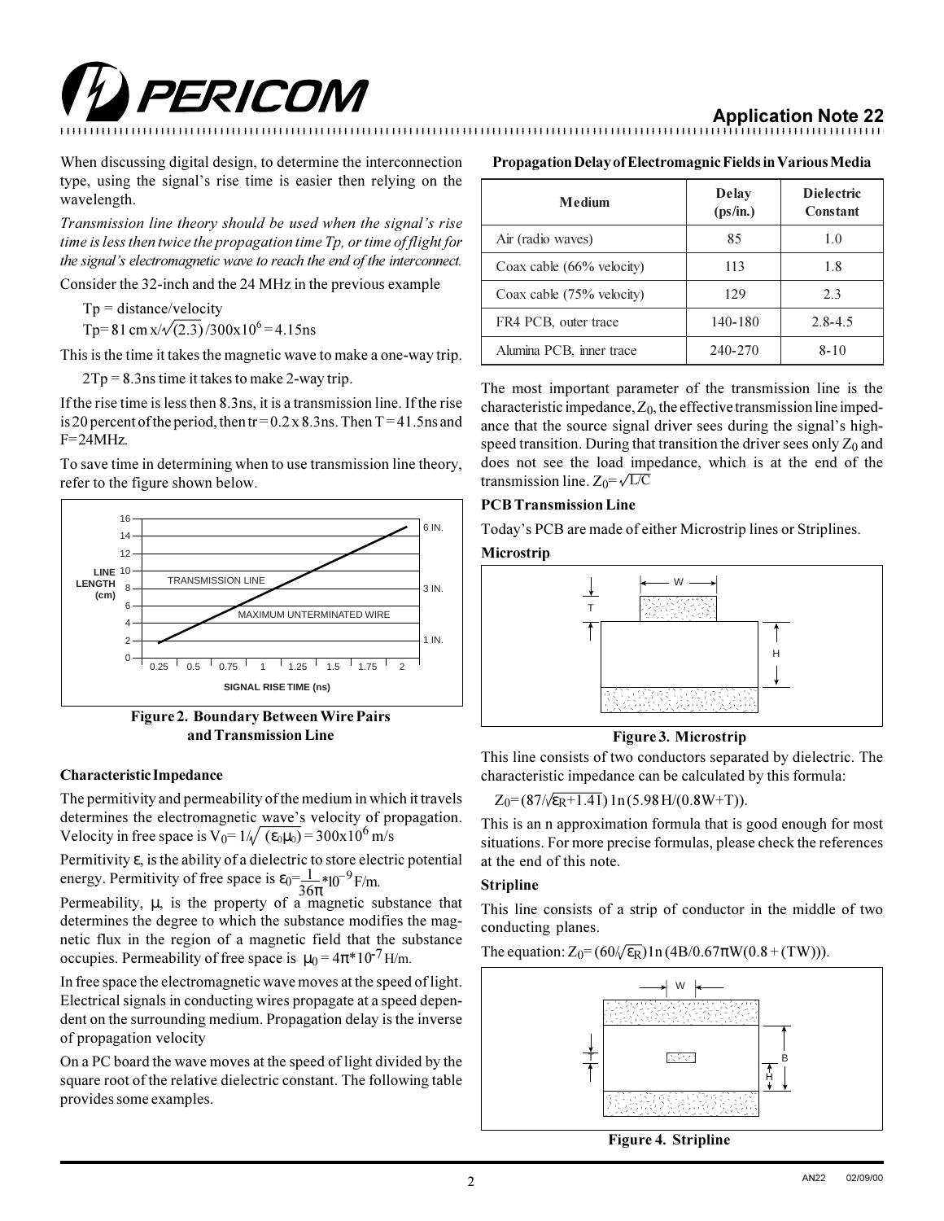When discussing digital design, to determine the interconnection type, using the signal's rise time is easier then relying on the wavelength.

*Transmission line theory should be used when the signal's rise time is less then twice the propagation time Tp, or time of flight for the signal's electromagnetic wave to reach the end of the interconnect.*

Consider the 32-inch and the 24 MHz in the previous example

Tp = distance/velocity

$Tp = 81 \text{ cm } x/\sqrt{(2.3)}/300x10^6 = 4.15\text{ns}$

This is the time it takes the magnetic wave to make a one-way trip.

2Tp = 8.3ns time it takes to make 2-way trip.

If the rise time is less then 8.3ns, it is a transmission line. If the rise is 20 percent of the period, then tr = 0.2 x 8.3ns. Then T = 41.5ns and F=24MHz.

To save time in determining when to use transmission line theory, refer to the figure shown below.

**Figure 2. Boundary Between Wire Pairs and Transmission Line**

### Characteristic Impedance

The permitivity and permeability of the medium in which it travels determines the electromagnetic wave's velocity of propagation. Velocity in free space is $V_0 = 1/\sqrt{(\varepsilon_0\mu_0)} = 300x10^6$ m/s

Permitivity $\varepsilon$, is the ability of a dielectric to store electric potential energy. Permitivity of free space is $\varepsilon_0 = \frac{1}{36\pi} * 10^{-9}$ F/m.

Permeability, $\mu$, is the property of a magnetic substance that determines the degree to which the substance modifies the magnetic flux in the region of a magnetic field that the substance occupies. Permeability of free space is $\mu_0 = 4\pi * 10^{-7}$ H/m.

In free space the electromagnetic wave moves at the speed of light. Electrical signals in conducting wires propagate at a speed dependent on the surrounding medium. Propagation delay is the inverse of propagation velocity

On a PC board the wave moves at the speed of light divided by the square root of the relative dielectric constant. The following table provides some examples.

**Propagation Delay of Electromagnic Fields in Various Media**

| Medium | Delay (ps/in.) | Dielectric Constant |
|---|---|---|
| Air (radio waves) | 85 | 1.0 |
| Coax cable (66% velocity) | 113 | 1.8 |
| Coax cable (75% velocity) | 129 | 2.3 |
| FR4 PCB, outer trace | 140-180 | 2.8-4.5 |
| Alumina PCB, inner trace | 240-270 | 8-10 |

The most important parameter of the transmission line is the characteristic impedance, $Z_0$, the effective transmission line impedance that the source signal driver sees during the signal's high-speed transition. During that transition the driver sees only $Z_0$ and does not see the load impedance, which is at the end of the transmission line. $Z_0 = \sqrt{L/C}$

### PCB Transmission Line

Today's PCB are made of either Microstrip lines or Striplines.

#### Microstrip

**Figure 3. Microstrip**

This line consists of two conductors separated by dielectric. The characteristic impedance can be calculated by this formula:

$Z_0 = (87/\sqrt{\varepsilon_R + 1.41}) \ln(5.98H/(0.8W+T))$.

This is an n approximation formula that is good enough for most situations. For more precise formulas, please check the references at the end of this note.

#### Stripline

This line consists of a strip of conductor in the middle of two conducting planes.

The equation: $Z_0 = (60/\sqrt{\varepsilon_R}) \ln(4B/0.67\pi W(0.8 + (TW)))$.

**Figure 4. Stripline**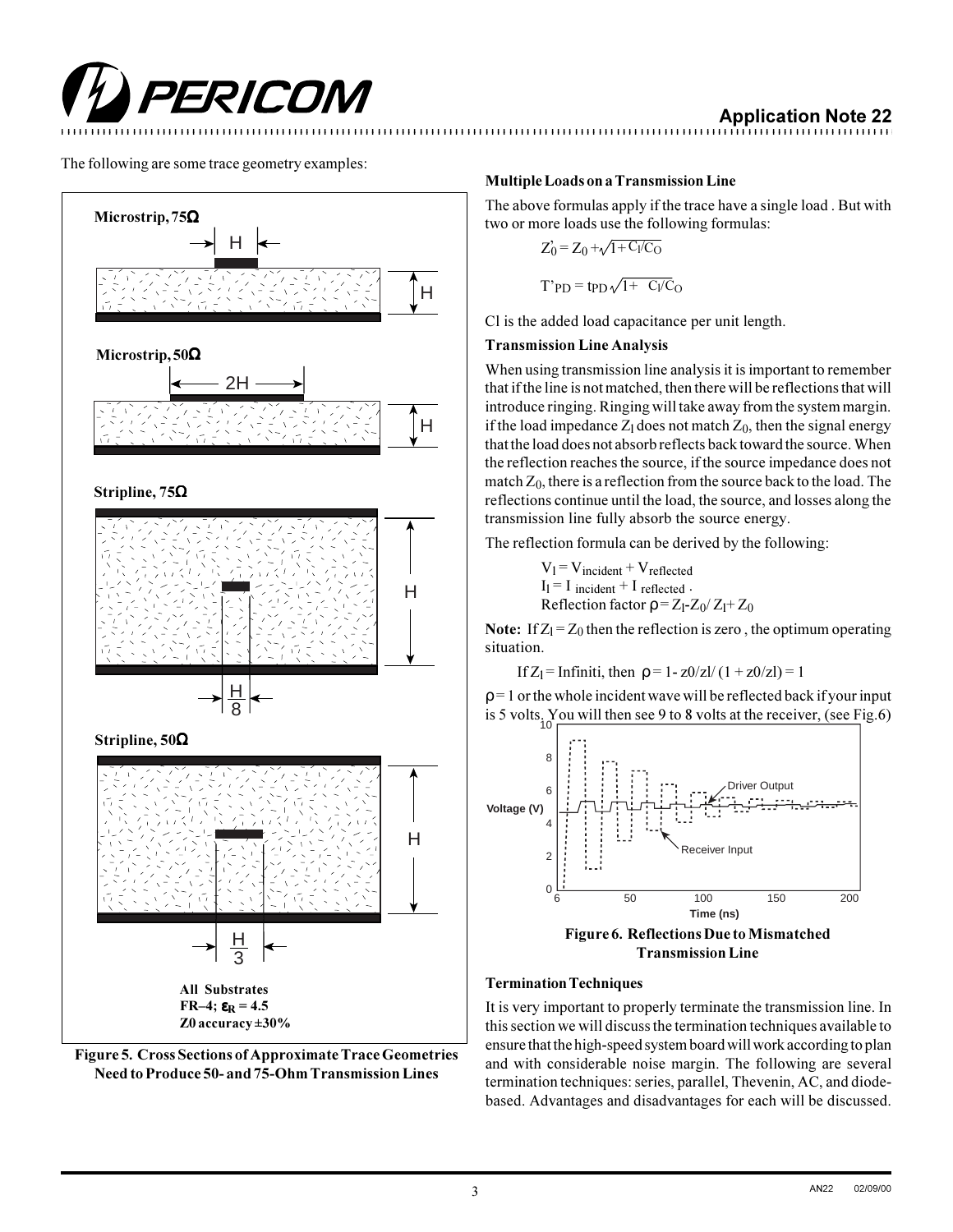The following are some trace geometry examples:

**Microstrip, 75Ω**

H

H

**Microstrip, 50Ω**

2H

H

**Stripline, 75Ω**

H

H/8

**Stripline, 50Ω**

H

H/3

**All Substrates**
**FR–4; $\varepsilon_R$ = 4.5**
**Z0 accuracy ±30%**

**Figure 5. Cross Sections of Approximate Trace Geometries Need to Produce 50- and 75-Ohm Transmission Lines**

### Multiple Loads on a Transmission Line

The above formulas apply if the trace have a single load . But with two or more loads use the following formulas:

$$Z_0' = Z_0 + \sqrt{1 + C_l/C_O}$$

$$T'_{PD} = t_{PD}\sqrt{1 + C_l/C_O}$$

Cl is the added load capacitance per unit length.

### Transmission Line Analysis

When using transmission line analysis it is important to remember that if the line is not matched, then there will be reflections that will introduce ringing. Ringing will take away from the system margin. if the load impedance $Z_l$ does not match $Z_0$, then the signal energy that the load does not absorb reflects back toward the source. When the reflection reaches the source, if the source impedance does not match $Z_0$, there is a reflection from the source back to the load. The reflections continue until the load, the source, and losses along the transmission line fully absorb the source energy.

The reflection formula can be derived by the following:

$V_l = V_{incident} + V_{reflected}$
$I_l = I_{incident} + I_{reflected}$ .
Reflection factor $\rho = Z_l - Z_0 / Z_l + Z_0$

**Note:** If $Z_l = Z_0$ then the reflection is zero , the optimum operating situation.

If $Z_l$ = Infiniti, then $\rho = 1 - z0/zl / (1 + z0/zl) = 1$

$\rho = 1$ or the whole incident wave will be reflected back if your input is 5 volts. You will then see 9 to 8 volts at the receiver, (see Fig.6)

**Figure 6. Reflections Due to Mismatched Transmission Line**

### Termination Techniques

It is very important to properly terminate the transmission line. In this section we will discuss the termination techniques available to ensure that the high-speed system board will work according to plan and with considerable noise margin. The following are several termination techniques: series, parallel, Thevenin, AC, and diode-based. Advantages and disadvantages for each will be discussed.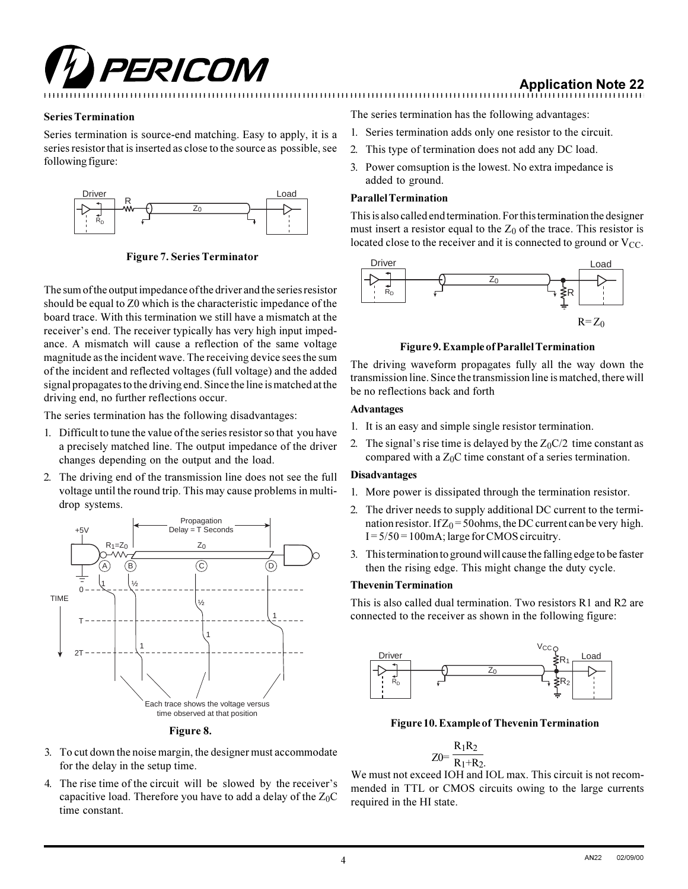### Series Termination

Series termination is source-end matching. Easy to apply, it is a series resistor that is inserted as close to the source as possible, see following figure:

**Figure 7. Series Terminator**

The sum of the output impedance of the driver and the series resistor should be equal to Z0 which is the characteristic impedance of the board trace. With this termination we still have a mismatch at the receiver's end. The receiver typically has very high input impedance. A mismatch will cause a reflection of the same voltage magnitude as the incident wave. The receiving device sees the sum of the incident and reflected voltages (full voltage) and the added signal propagates to the driving end. Since the line is matched at the driving end, no further reflections occur.

The series termination has the following disadvantages:

1. Difficult to tune the value of the series resistor so that you have a precisely matched line. The output impedance of the driver changes depending on the output and the load.
2. The driving end of the transmission line does not see the full voltage until the round trip. This may cause problems in multi-drop systems.

**Figure 8.**

3. To cut down the noise margin, the designer must accommodate for the delay in the setup time.
4. The rise time of the circuit will be slowed by the receiver's capacitive load. Therefore you have to add a delay of the $Z_0C$ time constant.

The series termination has the following advantages:

1. Series termination adds only one resistor to the circuit.
2. This type of termination does not add any DC load.
3. Power comsuption is the lowest. No extra impedance is added to ground.

### Parallel Termination

This is also called end termination. For this termination the designer must insert a resistor equal to the $Z_0$ of the trace. This resistor is located close to the receiver and it is connected to ground or $V_{CC}$.

**Figure 9. Example of Parallel Termination**

The driving waveform propagates fully all the way down the transmission line. Since the transmission line is matched, there will be no reflections back and forth

#### Advantages

1. It is an easy and simple single resistor termination.
2. The signal's rise time is delayed by the $Z_0C/2$ time constant as compared with a $Z_0C$ time constant of a series termination.

#### Disadvantages

1. More power is dissipated through the termination resistor.
2. The driver needs to supply additional DC current to the termination resistor. If $Z_0 = 50$ohms, the DC current can be very high. $I = 5/50 = 100$mA; large for CMOS circuitry.
3. This termination to ground will cause the falling edge to be faster then the rising edge. This might change the duty cycle.

### Thevenin Termination

This is also called dual termination. Two resistors R1 and R2 are connected to the receiver as shown in the following figure:

**Figure 10. Example of Thevenin Termination**

$$Z0 = \frac{R_1R_2}{R_1+R_2}.$$

We must not exceed IOH and IOL max. This circuit is not recommended in TTL or CMOS circuits owing to the large currents required in the HI state.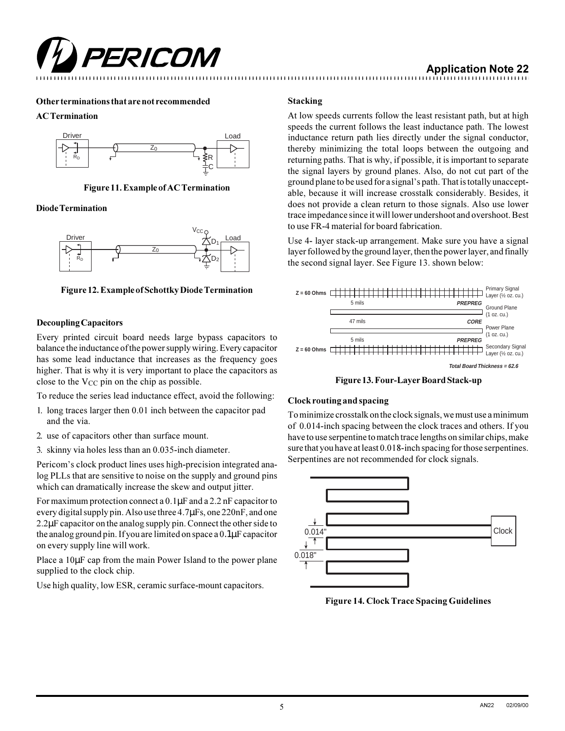**Other terminations that are not recommended**

**AC Termination**

**Figure 11. Example of AC Termination**

**Diode Termination**

**Figure 12. Example of Schottky Diode Termination**

### Decoupling Capacitors

Every printed circuit board needs large bypass capacitors to balance the inductance of the power supply wiring. Every capacitor has some lead inductance that increases as the frequency goes higher. That is why it is very important to place the capacitors as close to the $V_{CC}$ pin on the chip as possible.

To reduce the series lead inductance effect, avoid the following:

1. long traces larger then 0.01 inch between the capacitor pad and the via.
2. use of capacitors other than surface mount.
3. skinny via holes less than an 0.035-inch diameter.

Pericom's clock product lines uses high-precision integrated analog PLLs that are sensitive to noise on the supply and ground pins which can dramatically increase the skew and output jitter.

For maximum protection connect a 0.1µF and a 2.2 nF capacitor to every digital supply pin. Also use three 4.7µFs, one 220nF, and one 2.2µF capacitor on the analog supply pin. Connect the other side to the analog ground pin. If you are limited on space a 0.1µF capacitor on every supply line will work.

Place a 10µF cap from the main Power Island to the power plane supplied to the clock chip.

Use high quality, low ESR, ceramic surface-mount capacitors.

### Stacking

At low speeds currents follow the least resistant path, but at high speeds the current follows the least inductance path. The lowest inductance return path lies directly under the signal conductor, thereby minimizing the total loops between the outgoing and returning paths. That is why, if possible, it is important to separate the signal layers by ground planes. Also, do not cut part of the ground plane to be used for a signal's path. That is totally unacceptable, because it will increase crosstalk considerably. Besides, it does not provide a clean return to those signals. Also use lower trace impedance since it will lower undershoot and overshoot. Best to use FR-4 material for board fabrication.

Use 4- layer stack-up arrangement. Make sure you have a signal layer followed by the ground layer, then the power layer, and finally the second signal layer. See Figure 13. shown below:

| Impedance | Layer | Material / Thickness |
|---|---|---|
| Z = 60 Ohms | Primary Signal Layer (½ oz. cu.) | |
| | | PREPREG 5 mils |
| | Ground Plane (1 oz. cu.) | |
| | | CORE 47 mils |
| | Power Plane (1 oz. cu.) | |
| | | PREPREG 5 mils |
| Z = 60 Ohms | Secondary Signal Layer (½ oz. cu.) | |

*Total Board Thickness = 62.6*

**Figure 13. Four-Layer Board Stack-up**

### Clock routing and spacing

To minimize crosstalk on the clock signals, we must use a minimum of 0.014-inch spacing between the clock traces and others. If you have to use serpentine to match trace lengths on similar chips, make sure that you have at least 0.018-inch spacing for those serpentines. Serpentines are not recommended for clock signals.

**Figure 14. Clock Trace Spacing Guidelines**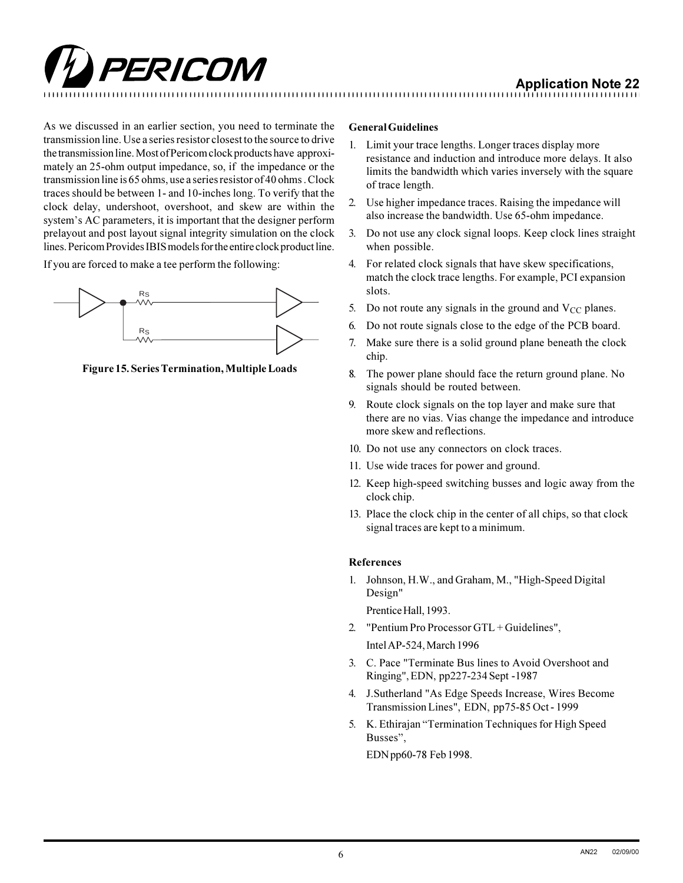As we discussed in an earlier section, you need to terminate the transmission line. Use a series resistor closest to the source to drive the transmission line. Most of Pericom clock products have approximately an 25-ohm output impedance, so, if the impedance or the transmission line is 65 ohms, use a series resistor of 40 ohms . Clock traces should be between 1- and 10-inches long. To verify that the clock delay, undershoot, overshoot, and skew are within the system's AC parameters, it is important that the designer perform prelayout and post layout signal integrity simulation on the clock lines. Pericom Provides IBIS models for the entire clock product line.

If you are forced to make a tee perform the following:

**Figure 15. Series Termination, Multiple Loads**

**General Guidelines**

1. Limit your trace lengths. Longer traces display more resistance and induction and introduce more delays. It also limits the bandwidth which varies inversely with the square of trace length.
2. Use higher impedance traces. Raising the impedance will also increase the bandwidth. Use 65-ohm impedance.
3. Do not use any clock signal loops. Keep clock lines straight when possible.
4. For related clock signals that have skew specifications, match the clock trace lengths. For example, PCI expansion slots.
5. Do not route any signals in the ground and $V_{CC}$ planes.
6. Do not route signals close to the edge of the PCB board.
7. Make sure there is a solid ground plane beneath the clock chip.
8. The power plane should face the return ground plane. No signals should be routed between.
9. Route clock signals on the top layer and make sure that there are no vias. Vias change the impedance and introduce more skew and reflections.
10. Do not use any connectors on clock traces.
11. Use wide traces for power and ground.
12. Keep high-speed switching busses and logic away from the clock chip.
13. Place the clock chip in the center of all chips, so that clock signal traces are kept to a minimum.

**References**

1. Johnson, H.W., and Graham, M., "High-Speed Digital Design"

   Prentice Hall, 1993.
2. "Pentium Pro Processor GTL + Guidelines",

   Intel AP-524, March 1996
3. C. Pace "Terminate Bus lines to Avoid Overshoot and Ringing", EDN, pp227-234 Sept -1987
4. J.Sutherland "As Edge Speeds Increase, Wires Become Transmission Lines", EDN, pp75-85 Oct - 1999
5. K. Ethirajan "Termination Techniques for High Speed Busses",

   EDN pp60-78 Feb 1998.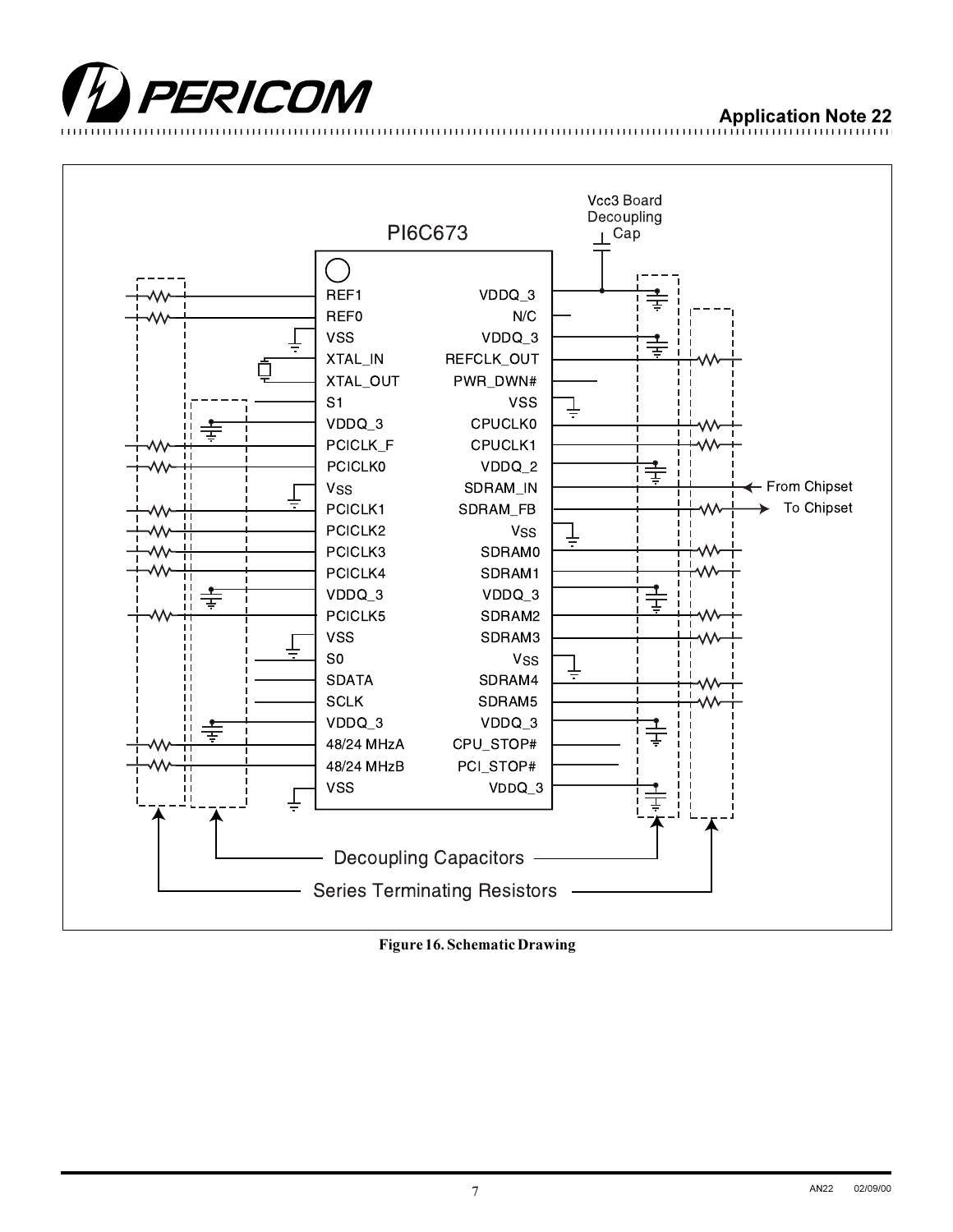Figure 16. Schematic Drawing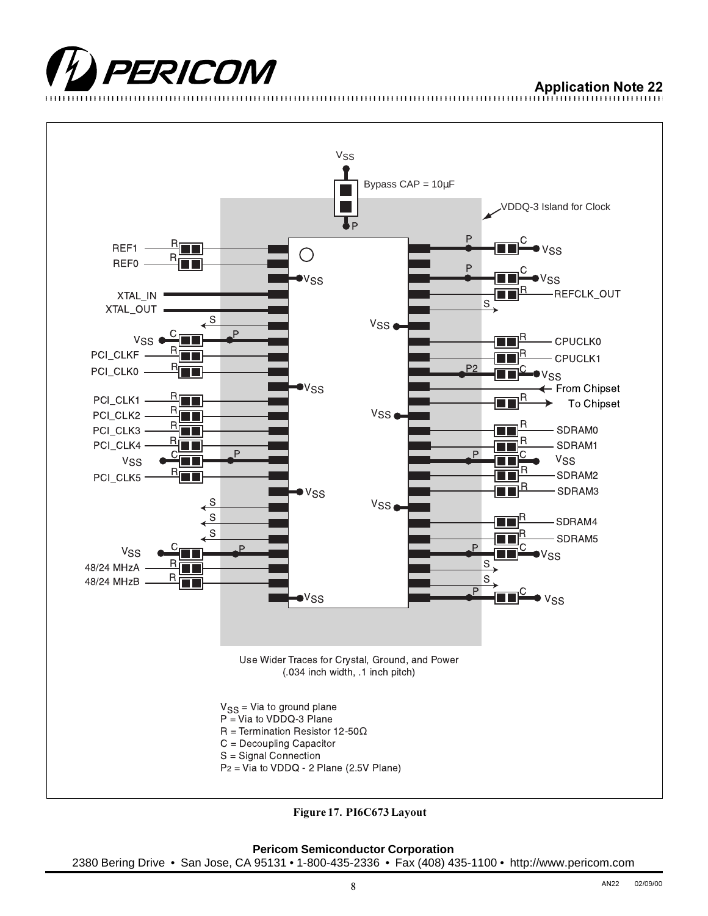VSS

Bypass CAP = 10µF

P

VDDQ-3 Island for Clock

REF1
REF0
XTAL_IN
XTAL_OUT
VSS
PCI_CLKF
PCI_CLK0
PCI_CLK1
PCI_CLK2
PCI_CLK3
PCI_CLK4
VSS
PCI_CLK5
VSS
48/24 MHzA
48/24 MHzB

VSS
REFCLK_OUT
CPUCLK0
CPUCLK1
VSS
From Chipset
To Chipset
SDRAM0
SDRAM1
VSS
SDRAM2
SDRAM3
SDRAM4
SDRAM5
VSS
VSS

Use Wider Traces for Crystal, Ground, and Power
(.034 inch width, .1 inch pitch)

$V_{SS}$ = Via to ground plane
P = Via to VDDQ-3 Plane
R = Termination Resistor 12-50Ω
C = Decoupling Capacitor
S = Signal Connection
$P_2$ = Via to VDDQ - 2 Plane (2.5V Plane)

**Figure 17. PI6C673 Layout**

**Pericom Semiconductor Corporation**
2380 Bering Drive • San Jose, CA 95131 • 1-800-435-2336 • Fax (408) 435-1100 • http://www.pericom.com